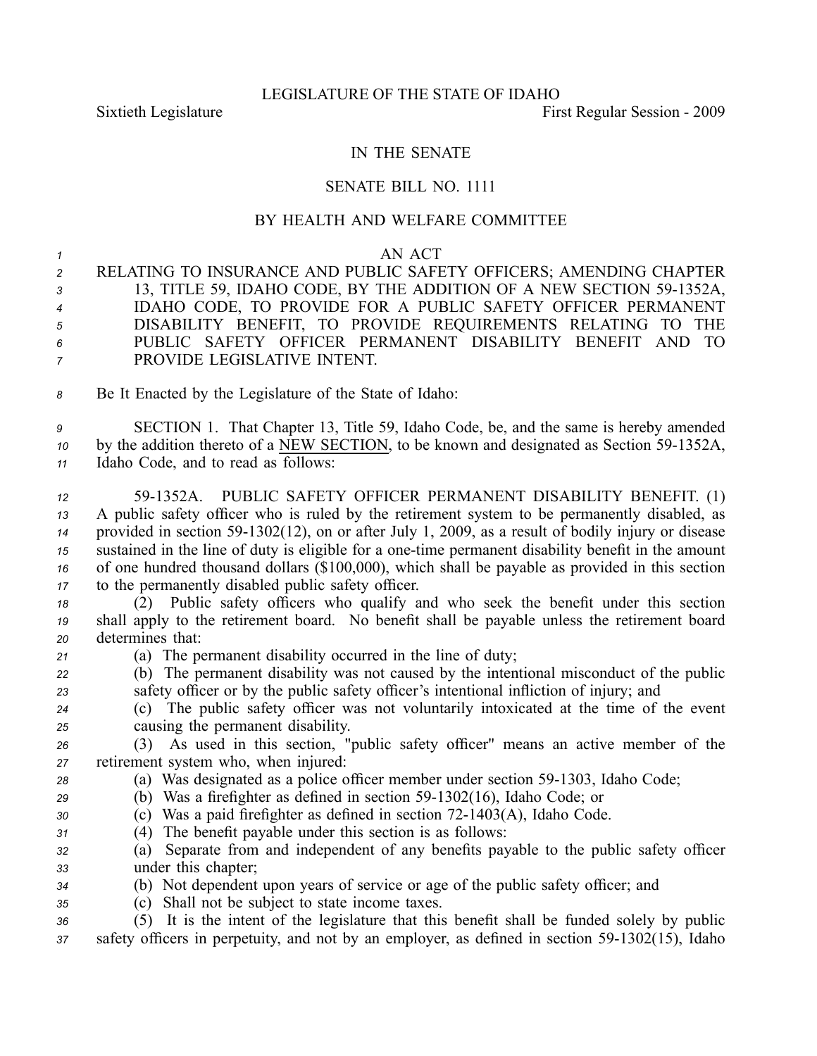LEGISLATURE OF THE STATE OF IDAHO

Sixtieth Legislature First Regular Session - 2009

IN THE SENATE

SENATE BILL NO. 1111

BY HEALTH AND WELFARE COMMITTEE

AN ACT

RELATING TO INSURANCE AND PUBLIC SAFETY OFFICERS; AMENDING CHAPTER 13, TITLE 59, IDAHO CODE, BY THE ADDITION OF A NEW SECTION 59-1352A, IDAHO CODE, TO PROVIDE FOR A PUBLIC SAFETY OFFICER PERMANENT DISABILITY BENEFIT, TO PROVIDE REQUIREMENTS RELATING TO THE PUBLIC SAFETY OFFICER PERMANENT DISABILITY BENEFIT AND TO PROVIDE LEGISLATIVE INTENT.

Be It Enacted by the Legislature of the State of Idaho:

SECTION 1. That Chapter 13, Title 59, Idaho Code, be, and the same is hereby amended by the addition thereto of a NEW SECTION, to be known and designated as Section 59-1352A, Idaho Code, and to read as follows:

59-1352A. PUBLIC SAFETY OFFICER PERMANENT DISABILITY BENEFIT. (1) A public safety officer who is ruled by the retirement system to be permanently disabled, as provided in section 59-1302(12), on or after July 1, 2009, as a result of bodily injury or disease sustained in the line of duty is eligible for a one-time permanent disability benefit in the amount of one hundred thousand dollars ($100,000), which shall be payable as provided in this section to the permanently disabled public safety officer.

(2) Public safety officers who qualify and who seek the benefit under this section shall apply to the retirement board. No benefit shall be payable unless the retirement board determines that:

(a) The permanent disability occurred in the line of duty;

(b) The permanent disability was not caused by the intentional misconduct of the public safety officer or by the public safety officer's intentional infliction of injury; and

(c) The public safety officer was not voluntarily intoxicated at the time of the event causing the permanent disability.

(3) As used in this section, "public safety officer" means an active member of the retirement system who, when injured:

(a) Was designated as a police officer member under section 59-1303, Idaho Code;

(b) Was a firefighter as defined in section 59-1302(16), Idaho Code; or

(c) Was a paid firefighter as defined in section 72-1403(A), Idaho Code.

(4) The benefit payable under this section is as follows:

(a) Separate from and independent of any benefits payable to the public safety officer under this chapter;

(b) Not dependent upon years of service or age of the public safety officer; and

(c) Shall not be subject to state income taxes.

(5) It is the intent of the legislature that this benefit shall be funded solely by public safety officers in perpetuity, and not by an employer, as defined in section 59-1302(15), Idaho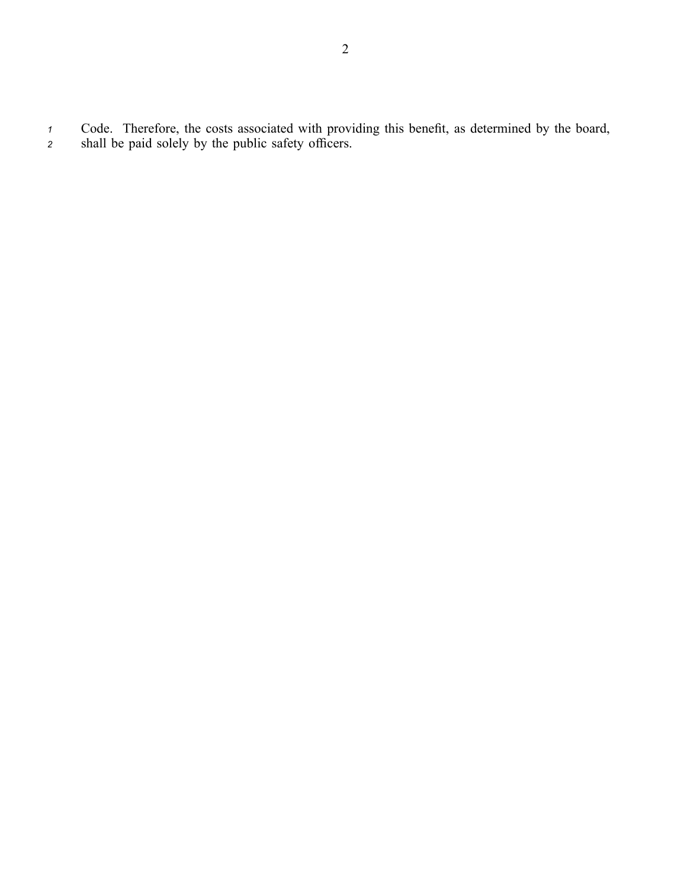Code. Therefore, the costs associated with providing this benefit, as determined by the board, shall be paid solely by the public safety officers.